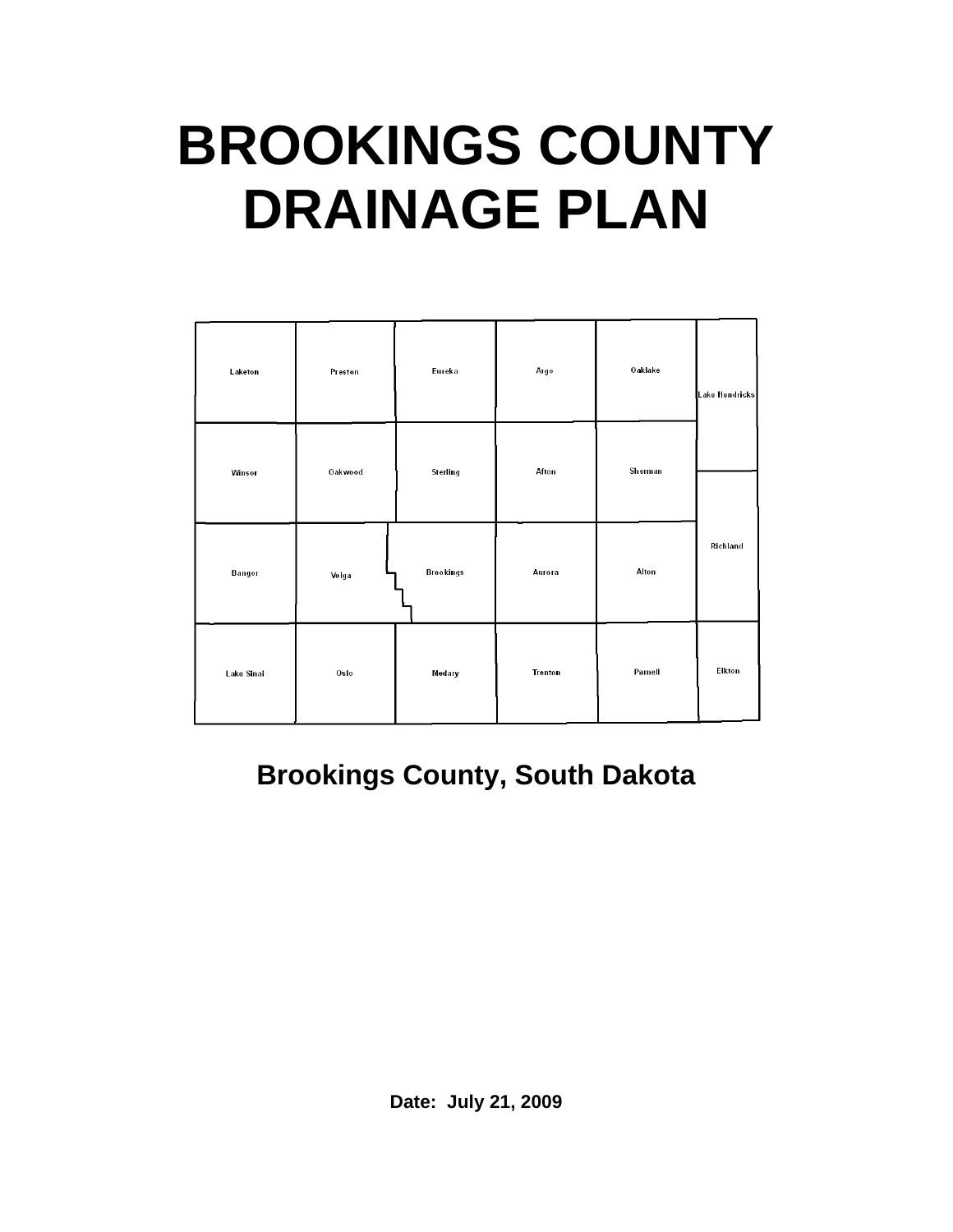# BROOKINGS COUNTY DRAINAGE PLAN

Laketon
Preston
Eureka
Argo
Oaklake
Lake Hendricks
Winsor
Oakwood
Sterling
Afton
Sherman
Richland
Bangor
Volga
Brookings
Aurora
Alton
Lake Sinai
Oslo
Medary
Trenton
Parnell
Elkton

**Brookings County, South Dakota**

**Date: July 21, 2009**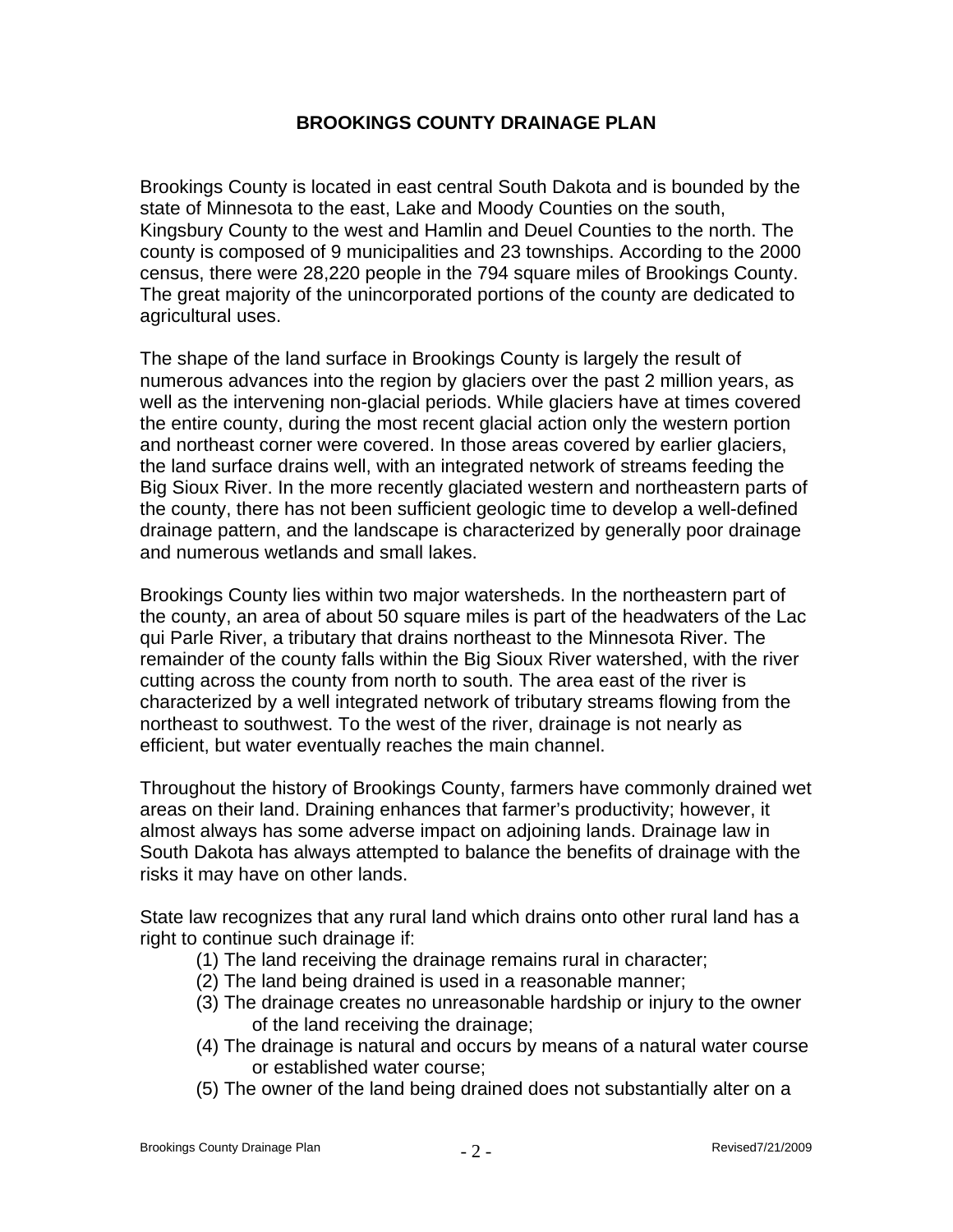# BROOKINGS COUNTY DRAINAGE PLAN

Brookings County is located in east central South Dakota and is bounded by the state of Minnesota to the east, Lake and Moody Counties on the south, Kingsbury County to the west and Hamlin and Deuel Counties to the north. The county is composed of 9 municipalities and 23 townships. According to the 2000 census, there were 28,220 people in the 794 square miles of Brookings County. The great majority of the unincorporated portions of the county are dedicated to agricultural uses.

The shape of the land surface in Brookings County is largely the result of numerous advances into the region by glaciers over the past 2 million years, as well as the intervening non-glacial periods. While glaciers have at times covered the entire county, during the most recent glacial action only the western portion and northeast corner were covered. In those areas covered by earlier glaciers, the land surface drains well, with an integrated network of streams feeding the Big Sioux River. In the more recently glaciated western and northeastern parts of the county, there has not been sufficient geologic time to develop a well-defined drainage pattern, and the landscape is characterized by generally poor drainage and numerous wetlands and small lakes.

Brookings County lies within two major watersheds. In the northeastern part of the county, an area of about 50 square miles is part of the headwaters of the Lac qui Parle River, a tributary that drains northeast to the Minnesota River. The remainder of the county falls within the Big Sioux River watershed, with the river cutting across the county from north to south. The area east of the river is characterized by a well integrated network of tributary streams flowing from the northeast to southwest. To the west of the river, drainage is not nearly as efficient, but water eventually reaches the main channel.

Throughout the history of Brookings County, farmers have commonly drained wet areas on their land. Draining enhances that farmer's productivity; however, it almost always has some adverse impact on adjoining lands. Drainage law in South Dakota has always attempted to balance the benefits of drainage with the risks it may have on other lands.

State law recognizes that any rural land which drains onto other rural land has a right to continue such drainage if:

(1) The land receiving the drainage remains rural in character;
(2) The land being drained is used in a reasonable manner;
(3) The drainage creates no unreasonable hardship or injury to the owner of the land receiving the drainage;
(4) The drainage is natural and occurs by means of a natural water course or established water course;
(5) The owner of the land being drained does not substantially alter on a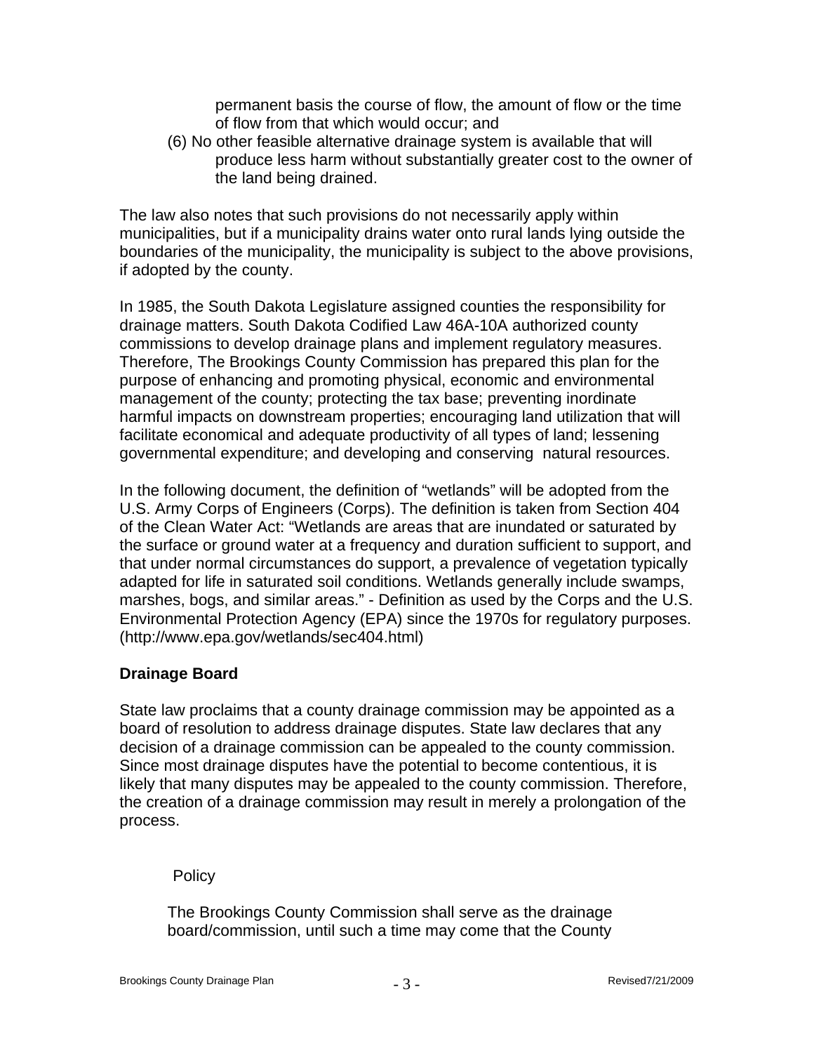permanent basis the course of flow, the amount of flow or the time of flow from that which would occur; and

(6) No other feasible alternative drainage system is available that will produce less harm without substantially greater cost to the owner of the land being drained.

The law also notes that such provisions do not necessarily apply within municipalities, but if a municipality drains water onto rural lands lying outside the boundaries of the municipality, the municipality is subject to the above provisions, if adopted by the county.

In 1985, the South Dakota Legislature assigned counties the responsibility for drainage matters. South Dakota Codified Law 46A-10A authorized county commissions to develop drainage plans and implement regulatory measures. Therefore, The Brookings County Commission has prepared this plan for the purpose of enhancing and promoting physical, economic and environmental management of the county; protecting the tax base; preventing inordinate harmful impacts on downstream properties; encouraging land utilization that will facilitate economical and adequate productivity of all types of land; lessening governmental expenditure; and developing and conserving natural resources.

In the following document, the definition of "wetlands" will be adopted from the U.S. Army Corps of Engineers (Corps). The definition is taken from Section 404 of the Clean Water Act: "Wetlands are areas that are inundated or saturated by the surface or ground water at a frequency and duration sufficient to support, and that under normal circumstances do support, a prevalence of vegetation typically adapted for life in saturated soil conditions. Wetlands generally include swamps, marshes, bogs, and similar areas." - Definition as used by the Corps and the U.S. Environmental Protection Agency (EPA) since the 1970s for regulatory purposes. (http://www.epa.gov/wetlands/sec404.html)

## Drainage Board

State law proclaims that a county drainage commission may be appointed as a board of resolution to address drainage disputes. State law declares that any decision of a drainage commission can be appealed to the county commission. Since most drainage disputes have the potential to become contentious, it is likely that many disputes may be appealed to the county commission. Therefore, the creation of a drainage commission may result in merely a prolongation of the process.

Policy

The Brookings County Commission shall serve as the drainage board/commission, until such a time may come that the County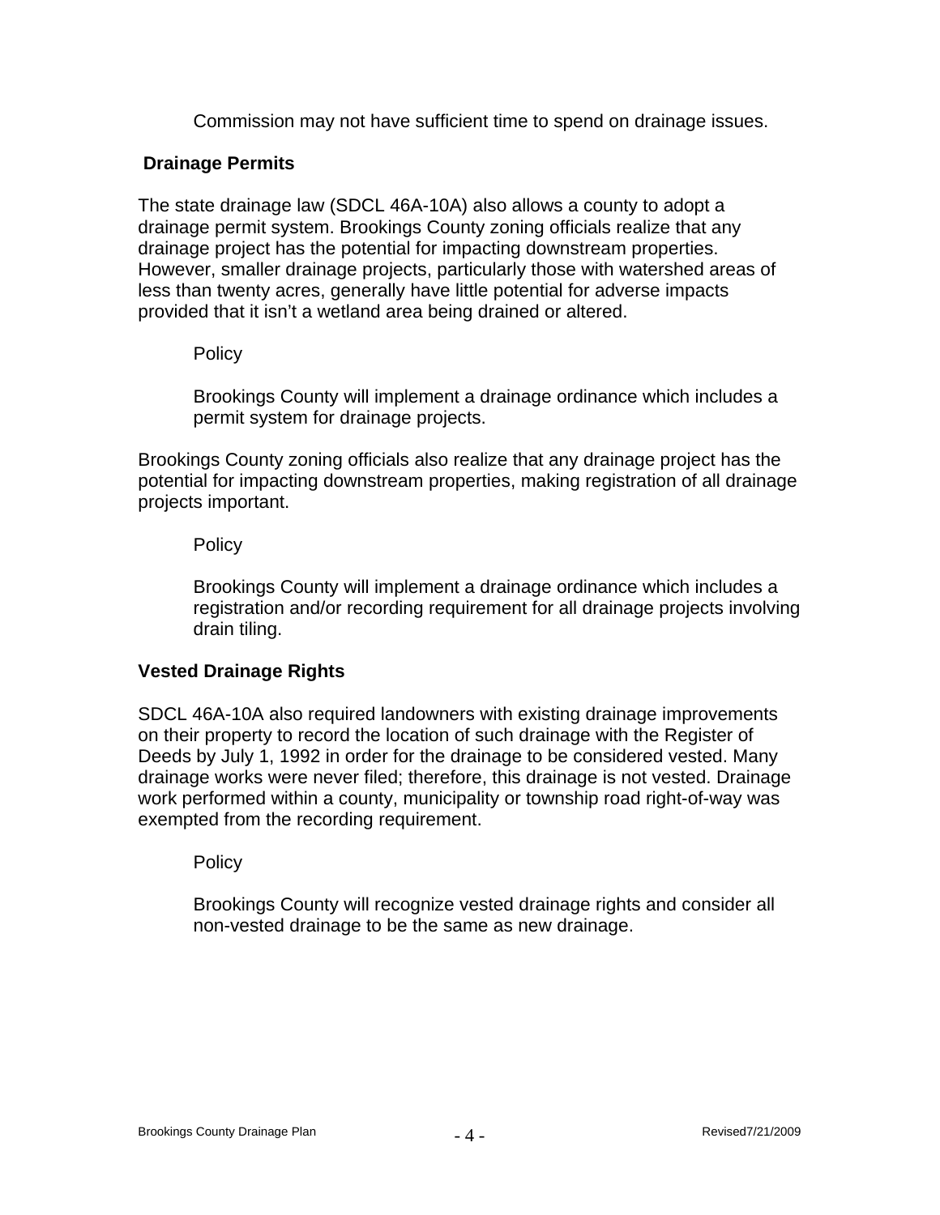Commission may not have sufficient time to spend on drainage issues.

**Drainage Permits**

The state drainage law (SDCL 46A-10A) also allows a county to adopt a drainage permit system. Brookings County zoning officials realize that any drainage project has the potential for impacting downstream properties. However, smaller drainage projects, particularly those with watershed areas of less than twenty acres, generally have little potential for adverse impacts provided that it isn't a wetland area being drained or altered.

Policy

Brookings County will implement a drainage ordinance which includes a permit system for drainage projects.

Brookings County zoning officials also realize that any drainage project has the potential for impacting downstream properties, making registration of all drainage projects important.

Policy

Brookings County will implement a drainage ordinance which includes a registration and/or recording requirement for all drainage projects involving drain tiling.

**Vested Drainage Rights**

SDCL 46A-10A also required landowners with existing drainage improvements on their property to record the location of such drainage with the Register of Deeds by July 1, 1992 in order for the drainage to be considered vested. Many drainage works were never filed; therefore, this drainage is not vested. Drainage work performed within a county, municipality or township road right-of-way was exempted from the recording requirement.

Policy

Brookings County will recognize vested drainage rights and consider all non-vested drainage to be the same as new drainage.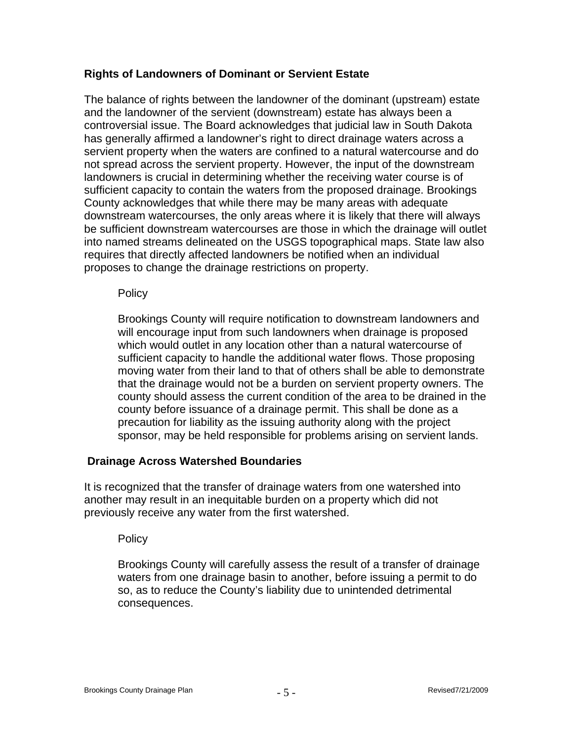## Rights of Landowners of Dominant or Servient Estate

The balance of rights between the landowner of the dominant (upstream) estate and the landowner of the servient (downstream) estate has always been a controversial issue. The Board acknowledges that judicial law in South Dakota has generally affirmed a landowner's right to direct drainage waters across a servient property when the waters are confined to a natural watercourse and do not spread across the servient property. However, the input of the downstream landowners is crucial in determining whether the receiving water course is of sufficient capacity to contain the waters from the proposed drainage. Brookings County acknowledges that while there may be many areas with adequate downstream watercourses, the only areas where it is likely that there will always be sufficient downstream watercourses are those in which the drainage will outlet into named streams delineated on the USGS topographical maps. State law also requires that directly affected landowners be notified when an individual proposes to change the drainage restrictions on property.

Policy

Brookings County will require notification to downstream landowners and will encourage input from such landowners when drainage is proposed which would outlet in any location other than a natural watercourse of sufficient capacity to handle the additional water flows. Those proposing moving water from their land to that of others shall be able to demonstrate that the drainage would not be a burden on servient property owners. The county should assess the current condition of the area to be drained in the county before issuance of a drainage permit. This shall be done as a precaution for liability as the issuing authority along with the project sponsor, may be held responsible for problems arising on servient lands.

## Drainage Across Watershed Boundaries

It is recognized that the transfer of drainage waters from one watershed into another may result in an inequitable burden on a property which did not previously receive any water from the first watershed.

Policy

Brookings County will carefully assess the result of a transfer of drainage waters from one drainage basin to another, before issuing a permit to do so, as to reduce the County's liability due to unintended detrimental consequences.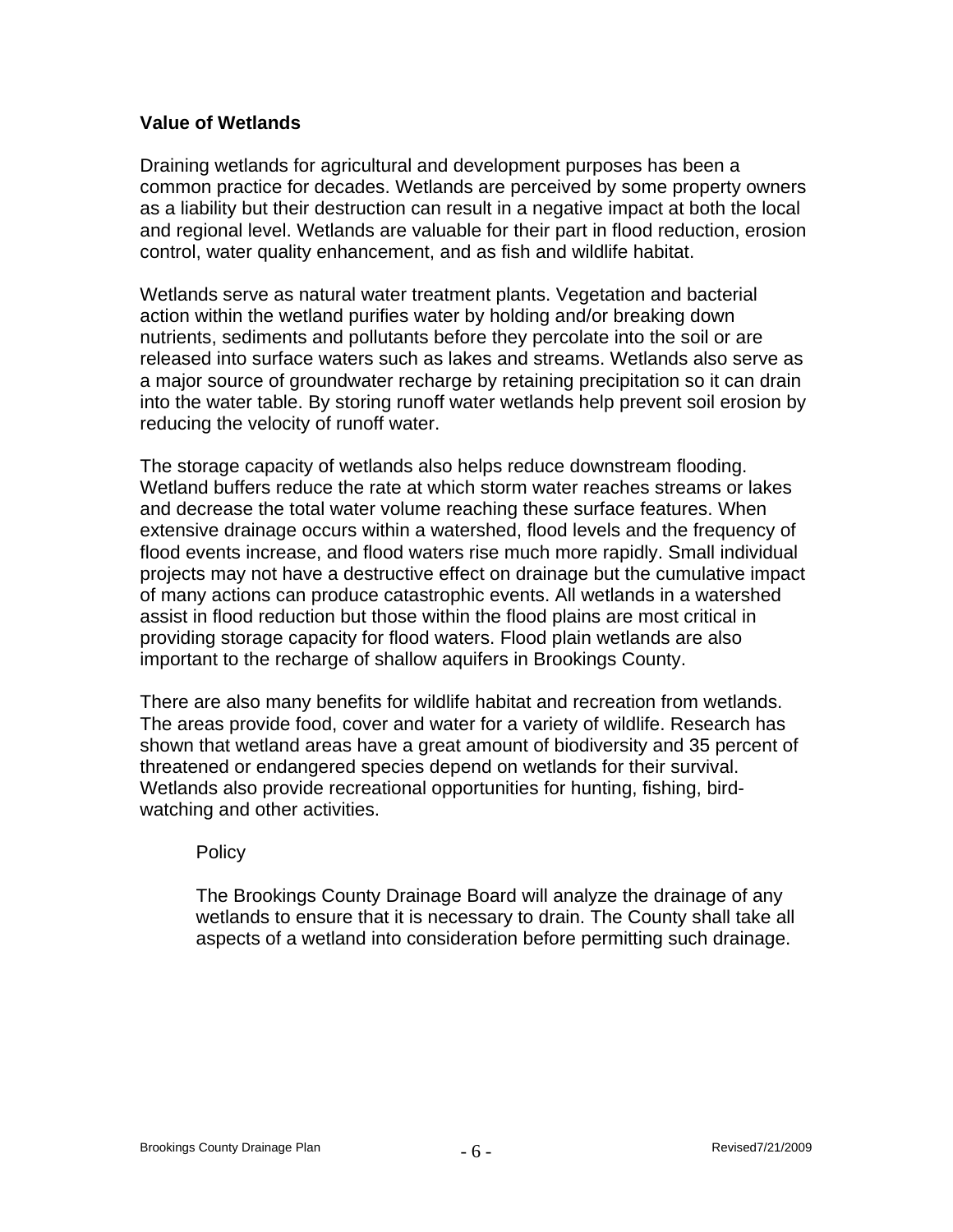## Value of Wetlands

Draining wetlands for agricultural and development purposes has been a common practice for decades. Wetlands are perceived by some property owners as a liability but their destruction can result in a negative impact at both the local and regional level. Wetlands are valuable for their part in flood reduction, erosion control, water quality enhancement, and as fish and wildlife habitat.

Wetlands serve as natural water treatment plants. Vegetation and bacterial action within the wetland purifies water by holding and/or breaking down nutrients, sediments and pollutants before they percolate into the soil or are released into surface waters such as lakes and streams. Wetlands also serve as a major source of groundwater recharge by retaining precipitation so it can drain into the water table. By storing runoff water wetlands help prevent soil erosion by reducing the velocity of runoff water.

The storage capacity of wetlands also helps reduce downstream flooding. Wetland buffers reduce the rate at which storm water reaches streams or lakes and decrease the total water volume reaching these surface features. When extensive drainage occurs within a watershed, flood levels and the frequency of flood events increase, and flood waters rise much more rapidly. Small individual projects may not have a destructive effect on drainage but the cumulative impact of many actions can produce catastrophic events. All wetlands in a watershed assist in flood reduction but those within the flood plains are most critical in providing storage capacity for flood waters. Flood plain wetlands are also important to the recharge of shallow aquifers in Brookings County.

There are also many benefits for wildlife habitat and recreation from wetlands. The areas provide food, cover and water for a variety of wildlife. Research has shown that wetland areas have a great amount of biodiversity and 35 percent of threatened or endangered species depend on wetlands for their survival. Wetlands also provide recreational opportunities for hunting, fishing, bird-watching and other activities.

Policy

The Brookings County Drainage Board will analyze the drainage of any wetlands to ensure that it is necessary to drain. The County shall take all aspects of a wetland into consideration before permitting such drainage.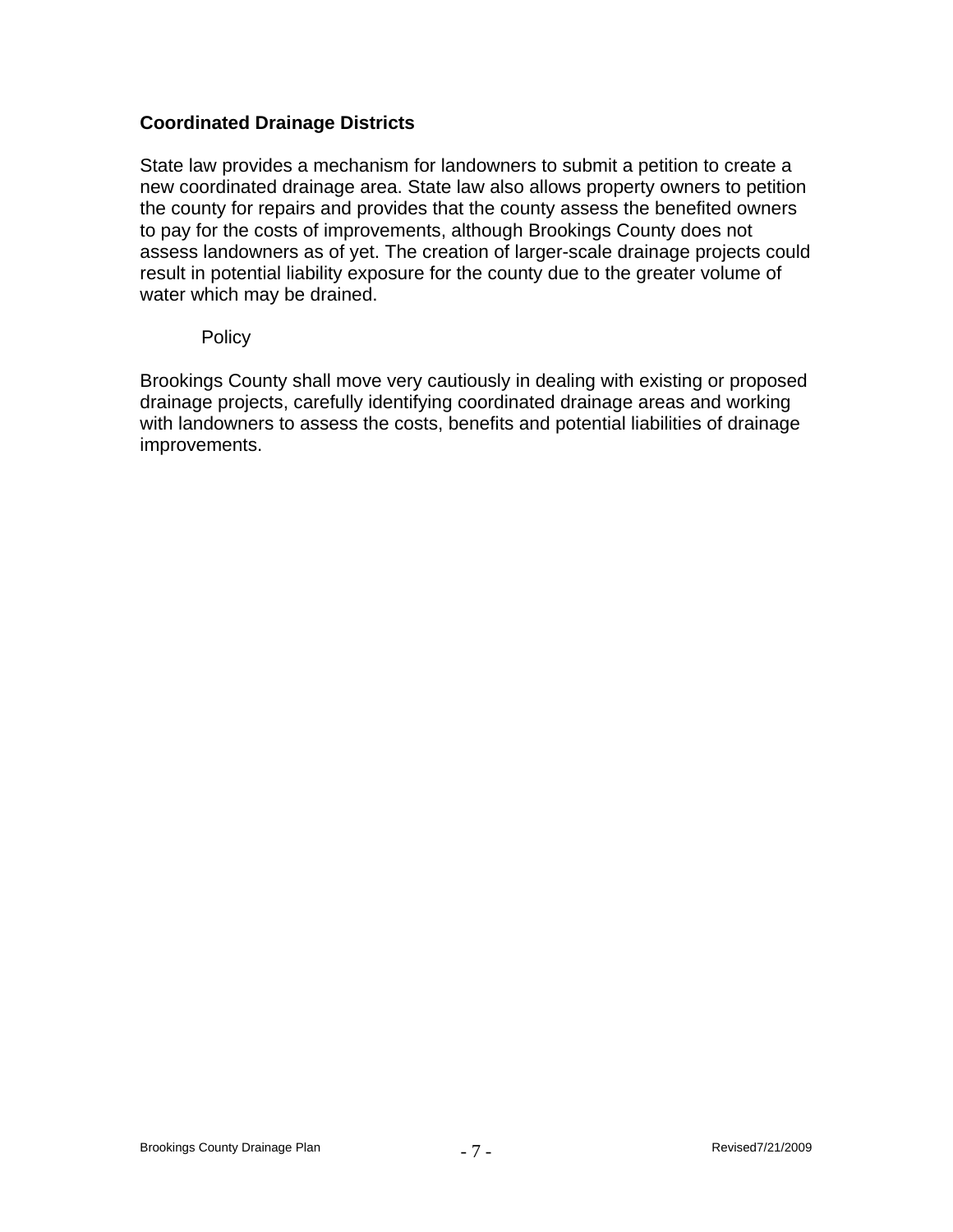## Coordinated Drainage Districts

State law provides a mechanism for landowners to submit a petition to create a new coordinated drainage area. State law also allows property owners to petition the county for repairs and provides that the county assess the benefited owners to pay for the costs of improvements, although Brookings County does not assess landowners as of yet. The creation of larger-scale drainage projects could result in potential liability exposure for the county due to the greater volume of water which may be drained.

### Policy

Brookings County shall move very cautiously in dealing with existing or proposed drainage projects, carefully identifying coordinated drainage areas and working with landowners to assess the costs, benefits and potential liabilities of drainage improvements.